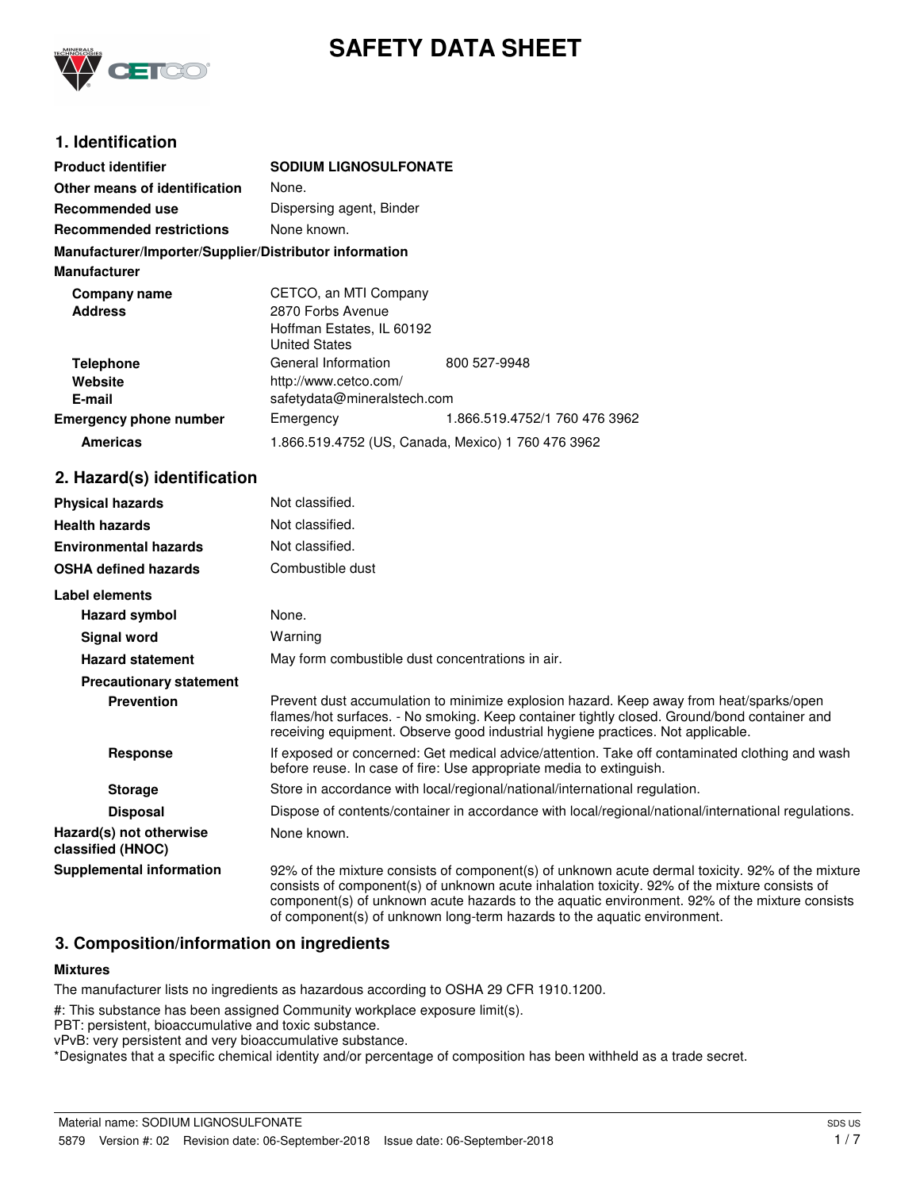# SAFETY DATA SHEET

## 1. Identification

| | |
|---|---|
| **Product identifier** | **SODIUM LIGNOSULFONATE** |
| **Other means of identification** | None. |
| **Recommended use** | Dispersing agent, Binder |
| **Recommended restrictions** | None known. |

**Manufacturer/Importer/Supplier/Distributor information**

**Manufacturer**

| | | |
|---|---|---|
| **Company name** | CETCO, an MTI Company | |
| **Address** | 2870 Forbs Avenue<br>Hoffman Estates, IL 60192<br>United States | |
| **Telephone** | General Information | 800 527-9948 |
| **Website** | http://www.cetco.com/ | |
| **E-mail** | safetydata@mineralstech.com | |
| **Emergency phone number** | Emergency | 1.866.519.4752/1 760 476 3962 |
| **Americas** | 1.866.519.4752 (US, Canada, Mexico) 1 760 476 3962 | |

## 2. Hazard(s) identification

| | |
|---|---|
| **Physical hazards** | Not classified. |
| **Health hazards** | Not classified. |
| **Environmental hazards** | Not classified. |
| **OSHA defined hazards** | Combustible dust |

**Label elements**

| | |
|---|---|
| **Hazard symbol** | None. |
| **Signal word** | Warning |
| **Hazard statement** | May form combustible dust concentrations in air. |

**Precautionary statement**

| | |
|---|---|
| **Prevention** | Prevent dust accumulation to minimize explosion hazard. Keep away from heat/sparks/open flames/hot surfaces. - No smoking. Keep container tightly closed. Ground/bond container and receiving equipment. Observe good industrial hygiene practices. Not applicable. |
| **Response** | If exposed or concerned: Get medical advice/attention. Take off contaminated clothing and wash before reuse. In case of fire: Use appropriate media to extinguish. |
| **Storage** | Store in accordance with local/regional/national/international regulation. |
| **Disposal** | Dispose of contents/container in accordance with local/regional/national/international regulations. |
| **Hazard(s) not otherwise classified (HNOC)** | None known. |
| **Supplemental information** | 92% of the mixture consists of component(s) of unknown acute dermal toxicity. 92% of the mixture consists of component(s) of unknown acute inhalation toxicity. 92% of the mixture consists of component(s) of unknown acute hazards to the aquatic environment. 92% of the mixture consists of component(s) of unknown long-term hazards to the aquatic environment. |

## 3. Composition/information on ingredients

**Mixtures**

The manufacturer lists no ingredients as hazardous according to OSHA 29 CFR 1910.1200.

#: This substance has been assigned Community workplace exposure limit(s).
PBT: persistent, bioaccumulative and toxic substance.
vPvB: very persistent and very bioaccumulative substance.
*Designates that a specific chemical identity and/or percentage of composition has been withheld as a trade secret.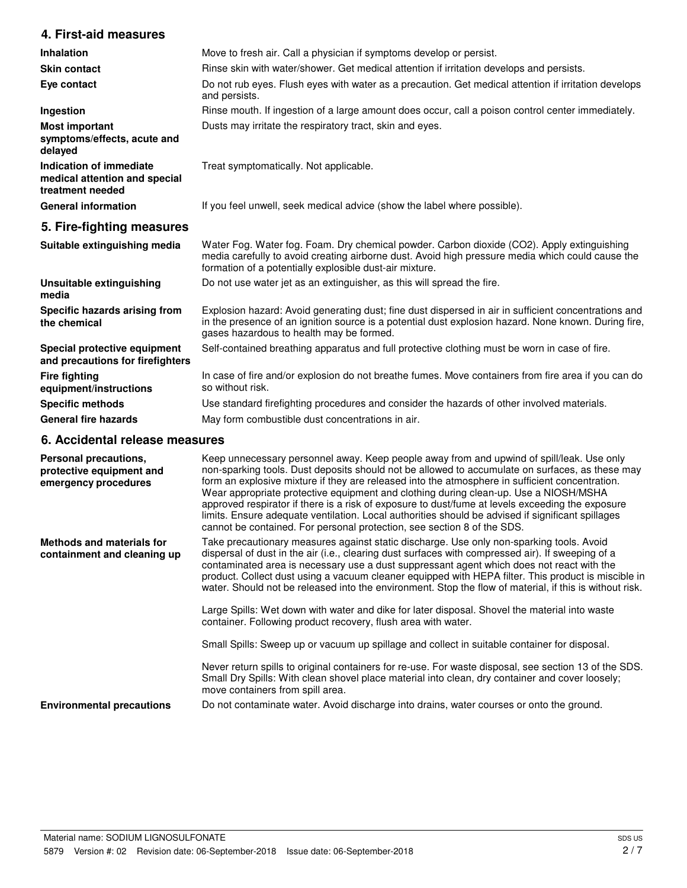## 4. First-aid measures

**Inhalation**
Move to fresh air. Call a physician if symptoms develop or persist.

**Skin contact**
Rinse skin with water/shower. Get medical attention if irritation develops and persists.

**Eye contact**
Do not rub eyes. Flush eyes with water as a precaution. Get medical attention if irritation develops and persists.

**Ingestion**
Rinse mouth. If ingestion of a large amount does occur, call a poison control center immediately.

**Most important symptoms/effects, acute and delayed**
Dusts may irritate the respiratory tract, skin and eyes.

**Indication of immediate medical attention and special treatment needed**
Treat symptomatically. Not applicable.

**General information**
If you feel unwell, seek medical advice (show the label where possible).

## 5. Fire-fighting measures

**Suitable extinguishing media**
Water Fog. Water fog. Foam. Dry chemical powder. Carbon dioxide ($CO_2$). Apply extinguishing media carefully to avoid creating airborne dust. Avoid high pressure media which could cause the formation of a potentially explosible dust-air mixture.

**Unsuitable extinguishing media**
Do not use water jet as an extinguisher, as this will spread the fire.

**Specific hazards arising from the chemical**
Explosion hazard: Avoid generating dust; fine dust dispersed in air in sufficient concentrations and in the presence of an ignition source is a potential dust explosion hazard. None known. During fire, gases hazardous to health may be formed.

**Special protective equipment and precautions for firefighters**
Self-contained breathing apparatus and full protective clothing must be worn in case of fire.

**Fire fighting equipment/instructions**
In case of fire and/or explosion do not breathe fumes. Move containers from fire area if you can do so without risk.

**Specific methods**
Use standard firefighting procedures and consider the hazards of other involved materials.

**General fire hazards**
May form combustible dust concentrations in air.

## 6. Accidental release measures

**Personal precautions, protective equipment and emergency procedures**
Keep unnecessary personnel away. Keep people away from and upwind of spill/leak. Use only non-sparking tools. Dust deposits should not be allowed to accumulate on surfaces, as these may form an explosive mixture if they are released into the atmosphere in sufficient concentration. Wear appropriate protective equipment and clothing during clean-up. Use a NIOSH/MSHA approved respirator if there is a risk of exposure to dust/fume at levels exceeding the exposure limits. Ensure adequate ventilation. Local authorities should be advised if significant spillages cannot be contained. For personal protection, see section 8 of the SDS.

**Methods and materials for containment and cleaning up**
Take precautionary measures against static discharge. Use only non-sparking tools. Avoid dispersal of dust in the air (i.e., clearing dust surfaces with compressed air). If sweeping of a contaminated area is necessary use a dust suppressant agent which does not react with the product. Collect dust using a vacuum cleaner equipped with HEPA filter. This product is miscible in water. Should not be released into the environment. Stop the flow of material, if this is without risk.

Large Spills: Wet down with water and dike for later disposal. Shovel the material into waste container. Following product recovery, flush area with water.

Small Spills: Sweep up or vacuum up spillage and collect in suitable container for disposal.

Never return spills to original containers for re-use. For waste disposal, see section 13 of the SDS. Small Dry Spills: With clean shovel place material into clean, dry container and cover loosely; move containers from spill area.

**Environmental precautions**
Do not contaminate water. Avoid discharge into drains, water courses or onto the ground.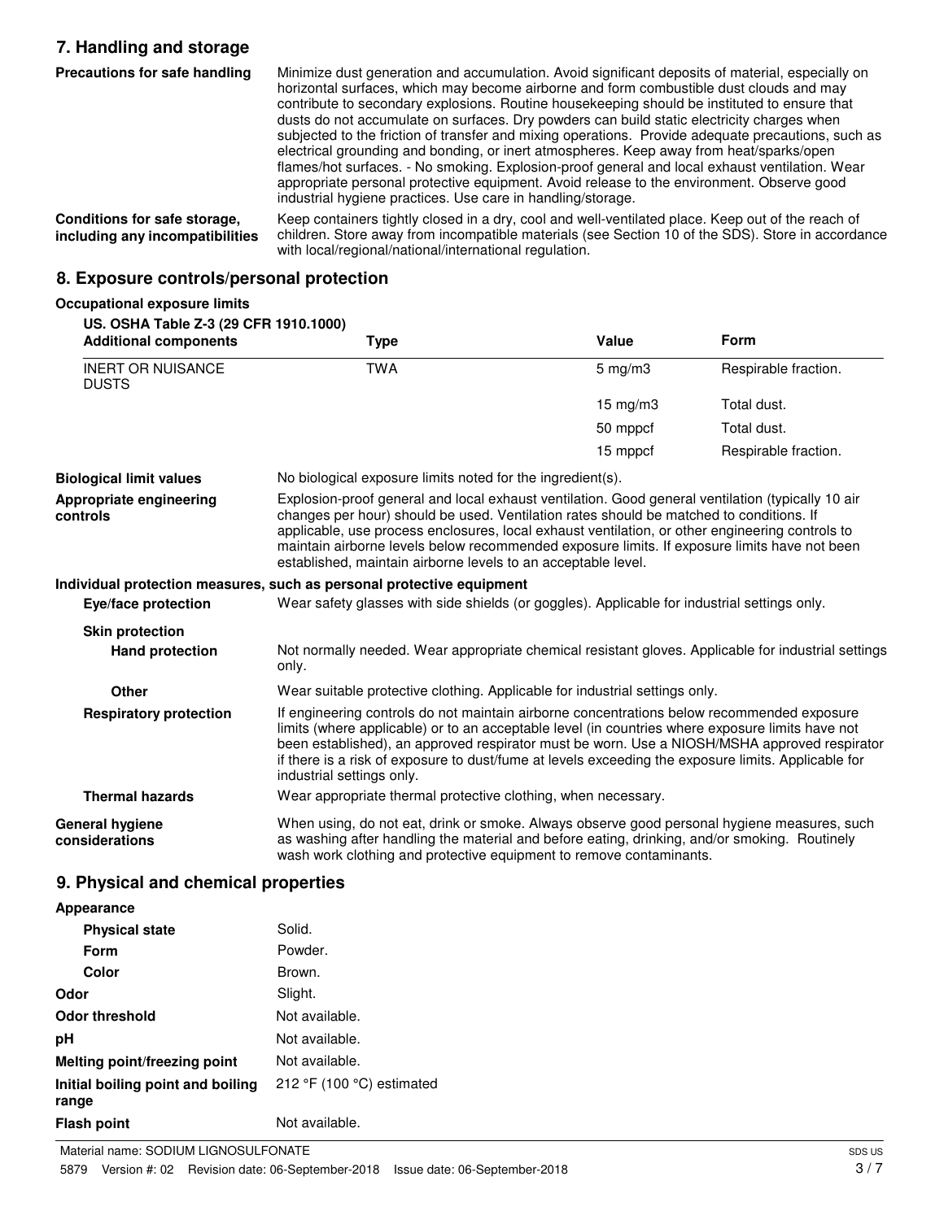## 7. Handling and storage

**Precautions for safe handling**

Minimize dust generation and accumulation. Avoid significant deposits of material, especially on horizontal surfaces, which may become airborne and form combustible dust clouds and may contribute to secondary explosions. Routine housekeeping should be instituted to ensure that dusts do not accumulate on surfaces. Dry powders can build static electricity charges when subjected to the friction of transfer and mixing operations. Provide adequate precautions, such as electrical grounding and bonding, or inert atmospheres. Keep away from heat/sparks/open flames/hot surfaces. - No smoking. Explosion-proof general and local exhaust ventilation. Wear appropriate personal protective equipment. Avoid release to the environment. Observe good industrial hygiene practices. Use care in handling/storage.

**Conditions for safe storage, including any incompatibilities**

Keep containers tightly closed in a dry, cool and well-ventilated place. Keep out of the reach of children. Store away from incompatible materials (see Section 10 of the SDS). Store in accordance with local/regional/national/international regulation.

## 8. Exposure controls/personal protection

**Occupational exposure limits**

**US. OSHA Table Z-3 (29 CFR 1910.1000)**

| Additional components | Type | Value | Form |
|---|---|---|---|
| INERT OR NUISANCE DUSTS | TWA | 5 mg/m3 | Respirable fraction. |
| | | 15 mg/m3 | Total dust. |
| | | 50 mppcf | Total dust. |
| | | 15 mppcf | Respirable fraction. |

**Biological limit values**

No biological exposure limits noted for the ingredient(s).

**Appropriate engineering controls**

Explosion-proof general and local exhaust ventilation. Good general ventilation (typically 10 air changes per hour) should be used. Ventilation rates should be matched to conditions. If applicable, use process enclosures, local exhaust ventilation, or other engineering controls to maintain airborne levels below recommended exposure limits. If exposure limits have not been established, maintain airborne levels to an acceptable level.

**Individual protection measures, such as personal protective equipment**

**Eye/face protection**

Wear safety glasses with side shields (or goggles). Applicable for industrial settings only.

**Skin protection**

**Hand protection**

Not normally needed. Wear appropriate chemical resistant gloves. Applicable for industrial settings only.

**Other**

Wear suitable protective clothing. Applicable for industrial settings only.

**Respiratory protection**

If engineering controls do not maintain airborne concentrations below recommended exposure limits (where applicable) or to an acceptable level (in countries where exposure limits have not been established), an approved respirator must be worn. Use a NIOSH/MSHA approved respirator if there is a risk of exposure to dust/fume at levels exceeding the exposure limits. Applicable for industrial settings only.

**Thermal hazards**

Wear appropriate thermal protective clothing, when necessary.

**General hygiene considerations**

When using, do not eat, drink or smoke. Always observe good personal hygiene measures, such as washing after handling the material and before eating, drinking, and/or smoking. Routinely wash work clothing and protective equipment to remove contaminants.

## 9. Physical and chemical properties

**Appearance**

**Physical state** Solid.

**Form** Powder.

**Color** Brown.

**Odor** Slight.

**Odor threshold** Not available.

**pH** Not available.

**Melting point/freezing point** Not available.

**Initial boiling point and boiling range** 212 °F (100 °C) estimated

**Flash point** Not available.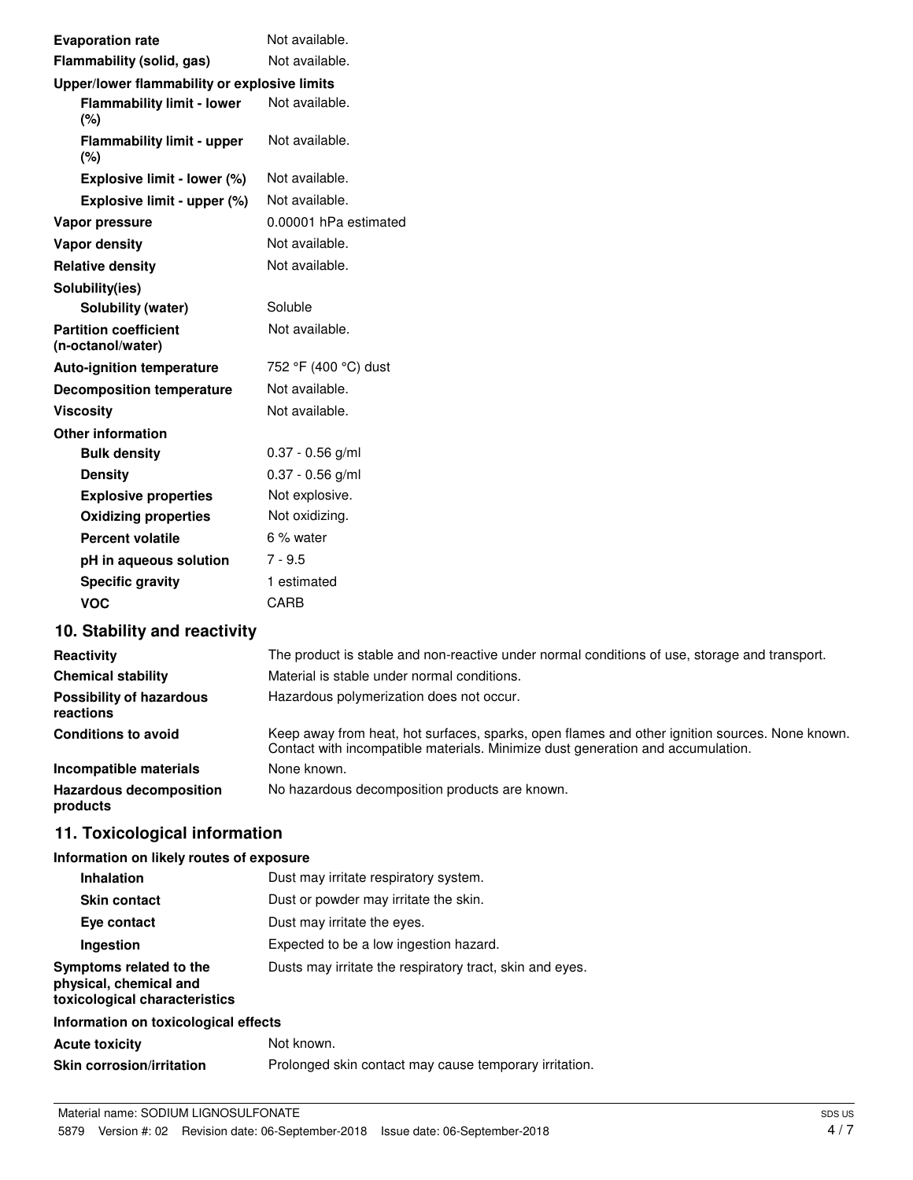| | |
|---|---|
| **Evaporation rate** | Not available. |
| **Flammability (solid, gas)** | Not available. |
| **Upper/lower flammability or explosive limits** | |
| **Flammability limit - lower (%)** | Not available. |
| **Flammability limit - upper (%)** | Not available. |
| **Explosive limit - lower (%)** | Not available. |
| **Explosive limit - upper (%)** | Not available. |
| **Vapor pressure** | 0.00001 hPa estimated |
| **Vapor density** | Not available. |
| **Relative density** | Not available. |
| **Solubility(ies)** | |
| **Solubility (water)** | Soluble |
| **Partition coefficient (n-octanol/water)** | Not available. |
| **Auto-ignition temperature** | 752 °F (400 °C) dust |
| **Decomposition temperature** | Not available. |
| **Viscosity** | Not available. |
| **Other information** | |
| **Bulk density** | 0.37 - 0.56 g/ml |
| **Density** | 0.37 - 0.56 g/ml |
| **Explosive properties** | Not explosive. |
| **Oxidizing properties** | Not oxidizing. |
| **Percent volatile** | 6 % water |
| **pH in aqueous solution** | 7 - 9.5 |
| **Specific gravity** | 1 estimated |
| **VOC** | CARB |

## 10. Stability and reactivity

| | |
|---|---|
| **Reactivity** | The product is stable and non-reactive under normal conditions of use, storage and transport. |
| **Chemical stability** | Material is stable under normal conditions. |
| **Possibility of hazardous reactions** | Hazardous polymerization does not occur. |
| **Conditions to avoid** | Keep away from heat, hot surfaces, sparks, open flames and other ignition sources. None known. Contact with incompatible materials. Minimize dust generation and accumulation. |
| **Incompatible materials** | None known. |
| **Hazardous decomposition products** | No hazardous decomposition products are known. |

## 11. Toxicological information

| | |
|---|---|
| **Information on likely routes of exposure** | |
| **Inhalation** | Dust may irritate respiratory system. |
| **Skin contact** | Dust or powder may irritate the skin. |
| **Eye contact** | Dust may irritate the eyes. |
| **Ingestion** | Expected to be a low ingestion hazard. |
| **Symptoms related to the physical, chemical and toxicological characteristics** | Dusts may irritate the respiratory tract, skin and eyes. |
| **Information on toxicological effects** | |
| **Acute toxicity** | Not known. |
| **Skin corrosion/irritation** | Prolonged skin contact may cause temporary irritation. |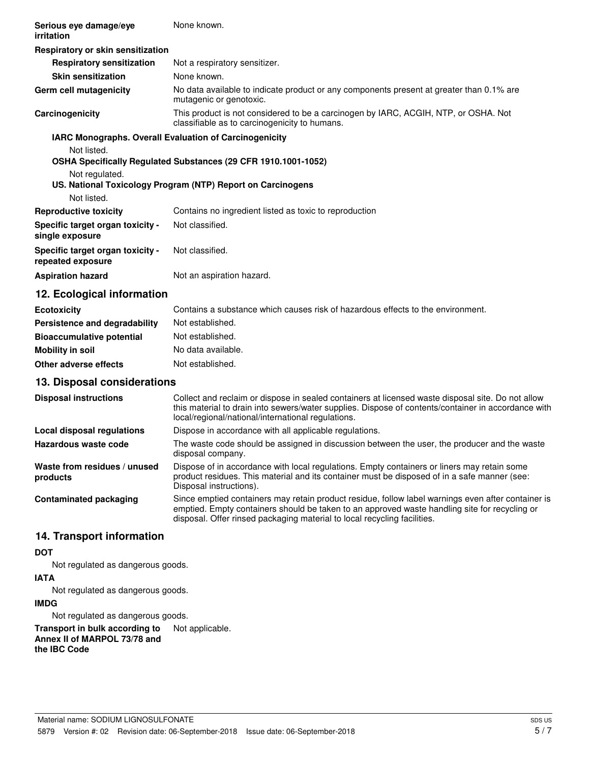**Serious eye damage/eye irritation** None known.

**Respiratory or skin sensitization**

**Respiratory sensitization** Not a respiratory sensitizer.

**Skin sensitization** None known.

**Germ cell mutagenicity** No data available to indicate product or any components present at greater than 0.1% are mutagenic or genotoxic.

**Carcinogenicity** This product is not considered to be a carcinogen by IARC, ACGIH, NTP, or OSHA. Not classifiable as to carcinogenicity to humans.

**IARC Monographs. Overall Evaluation of Carcinogenicity**

Not listed.

**OSHA Specifically Regulated Substances (29 CFR 1910.1001-1052)**

Not regulated.

**US. National Toxicology Program (NTP) Report on Carcinogens**

Not listed.

**Reproductive toxicity** Contains no ingredient listed as toxic to reproduction

**Specific target organ toxicity - single exposure** Not classified.

**Specific target organ toxicity - repeated exposure** Not classified.

**Aspiration hazard** Not an aspiration hazard.

## 12. Ecological information

**Ecotoxicity** Contains a substance which causes risk of hazardous effects to the environment.

**Persistence and degradability** Not established.

**Bioaccumulative potential** Not established.

**Mobility in soil** No data available.

**Other adverse effects** Not established.

## 13. Disposal considerations

**Disposal instructions** Collect and reclaim or dispose in sealed containers at licensed waste disposal site. Do not allow this material to drain into sewers/water supplies. Dispose of contents/container in accordance with local/regional/national/international regulations.

**Local disposal regulations** Dispose in accordance with all applicable regulations.

**Hazardous waste code** The waste code should be assigned in discussion between the user, the producer and the waste disposal company.

**Waste from residues / unused products** Dispose of in accordance with local regulations. Empty containers or liners may retain some product residues. This material and its container must be disposed of in a safe manner (see: Disposal instructions).

**Contaminated packaging** Since emptied containers may retain product residue, follow label warnings even after container is emptied. Empty containers should be taken to an approved waste handling site for recycling or disposal. Offer rinsed packaging material to local recycling facilities.

## 14. Transport information

**DOT**

Not regulated as dangerous goods.

**IATA**

Not regulated as dangerous goods.

**IMDG**

Not regulated as dangerous goods.

**Transport in bulk according to Annex II of MARPOL 73/78 and the IBC Code** Not applicable.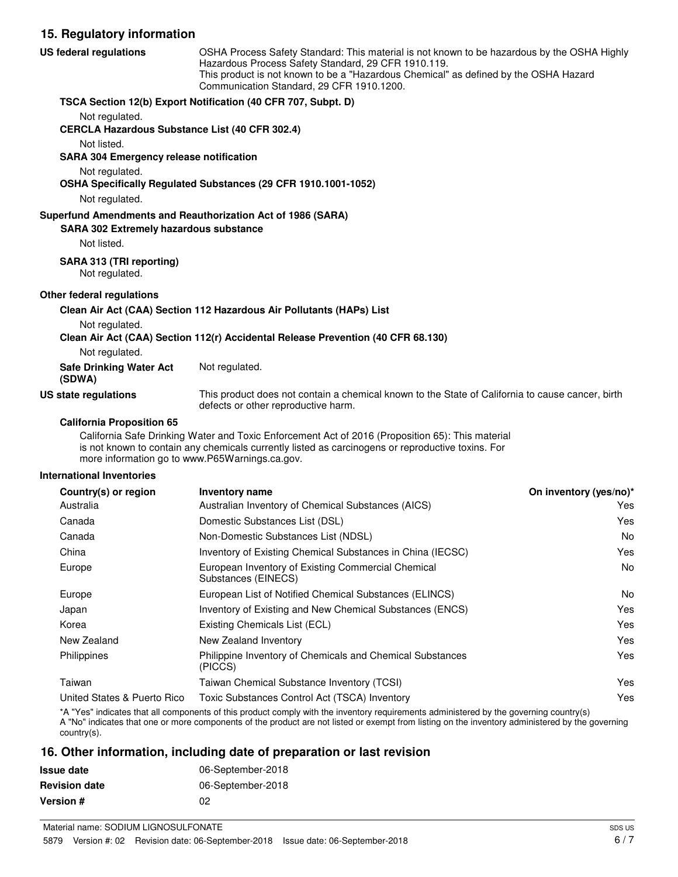## 15. Regulatory information

**US federal regulations** OSHA Process Safety Standard: This material is not known to be hazardous by the OSHA Highly Hazardous Process Safety Standard, 29 CFR 1910.119.
This product is not known to be a "Hazardous Chemical" as defined by the OSHA Hazard Communication Standard, 29 CFR 1910.1200.

**TSCA Section 12(b) Export Notification (40 CFR 707, Subpt. D)**

Not regulated.

**CERCLA Hazardous Substance List (40 CFR 302.4)**

Not listed.

**SARA 304 Emergency release notification**

Not regulated.

**OSHA Specifically Regulated Substances (29 CFR 1910.1001-1052)**

Not regulated.

**Superfund Amendments and Reauthorization Act of 1986 (SARA)**

**SARA 302 Extremely hazardous substance**

Not listed.

**SARA 313 (TRI reporting)**

Not regulated.

**Other federal regulations**

**Clean Air Act (CAA) Section 112 Hazardous Air Pollutants (HAPs) List**

Not regulated.

**Clean Air Act (CAA) Section 112(r) Accidental Release Prevention (40 CFR 68.130)**

Not regulated.

**Safe Drinking Water Act (SDWA)** Not regulated.

**US state regulations** This product does not contain a chemical known to the State of California to cause cancer, birth defects or other reproductive harm.

**California Proposition 65**

California Safe Drinking Water and Toxic Enforcement Act of 2016 (Proposition 65): This material is not known to contain any chemicals currently listed as carcinogens or reproductive toxins. For more information go to www.P65Warnings.ca.gov.

**International Inventories**

| Country(s) or region | Inventory name | On inventory (yes/no)* |
|---|---|---|
| Australia | Australian Inventory of Chemical Substances (AICS) | Yes |
| Canada | Domestic Substances List (DSL) | Yes |
| Canada | Non-Domestic Substances List (NDSL) | No |
| China | Inventory of Existing Chemical Substances in China (IECSC) | Yes |
| Europe | European Inventory of Existing Commercial Chemical Substances (EINECS) | No |
| Europe | European List of Notified Chemical Substances (ELINCS) | No |
| Japan | Inventory of Existing and New Chemical Substances (ENCS) | Yes |
| Korea | Existing Chemicals List (ECL) | Yes |
| New Zealand | New Zealand Inventory | Yes |
| Philippines | Philippine Inventory of Chemicals and Chemical Substances (PICCS) | Yes |
| Taiwan | Taiwan Chemical Substance Inventory (TCSI) | Yes |
| United States & Puerto Rico | Toxic Substances Control Act (TSCA) Inventory | Yes |

*A "Yes" indicates that all components of this product comply with the inventory requirements administered by the governing country(s)
A "No" indicates that one or more components of the product are not listed or exempt from listing on the inventory administered by the governing country(s).

## 16. Other information, including date of preparation or last revision

**Issue date** 06-September-2018

**Revision date** 06-September-2018

**Version #** 02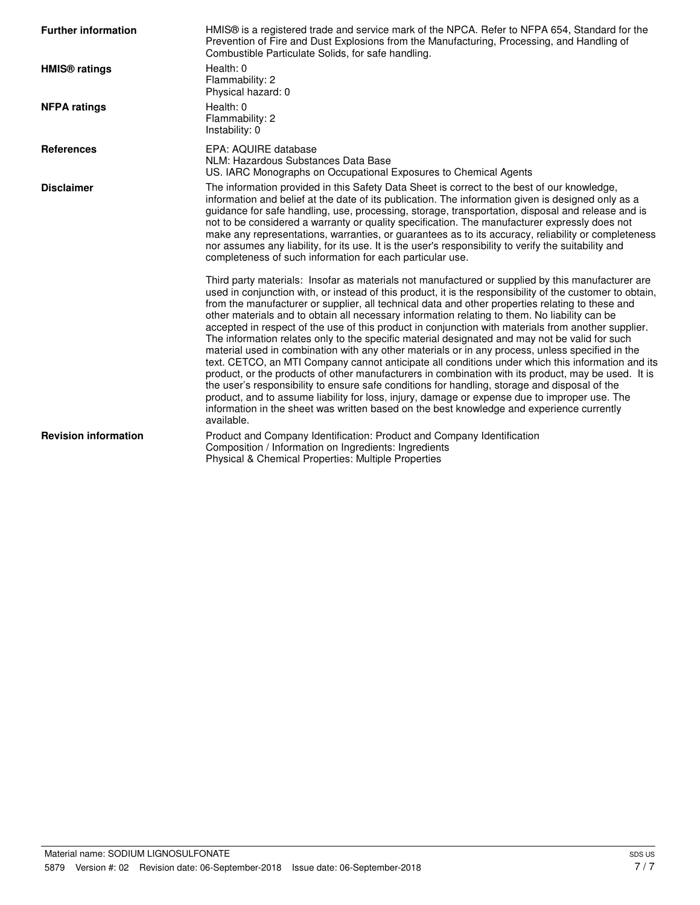**Further information**

HMIS® is a registered trade and service mark of the NPCA. Refer to NFPA 654, Standard for the Prevention of Fire and Dust Explosions from the Manufacturing, Processing, and Handling of Combustible Particulate Solids, for safe handling.

**HMIS® ratings**

Health: 0
Flammability: 2
Physical hazard: 0

**NFPA ratings**

Health: 0
Flammability: 2
Instability: 0

**References**

EPA: AQUIRE database
NLM: Hazardous Substances Data Base
US. IARC Monographs on Occupational Exposures to Chemical Agents

**Disclaimer**

The information provided in this Safety Data Sheet is correct to the best of our knowledge, information and belief at the date of its publication. The information given is designed only as a guidance for safe handling, use, processing, storage, transportation, disposal and release and is not to be considered a warranty or quality specification. The manufacturer expressly does not make any representations, warranties, or guarantees as to its accuracy, reliability or completeness nor assumes any liability, for its use. It is the user's responsibility to verify the suitability and completeness of such information for each particular use.

Third party materials: Insofar as materials not manufactured or supplied by this manufacturer are used in conjunction with, or instead of this product, it is the responsibility of the customer to obtain, from the manufacturer or supplier, all technical data and other properties relating to these and other materials and to obtain all necessary information relating to them. No liability can be accepted in respect of the use of this product in conjunction with materials from another supplier. The information relates only to the specific material designated and may not be valid for such material used in combination with any other materials or in any process, unless specified in the text. CETCO, an MTI Company cannot anticipate all conditions under which this information and its product, or the products of other manufacturers in combination with its product, may be used. It is the user's responsibility to ensure safe conditions for handling, storage and disposal of the product, and to assume liability for loss, injury, damage or expense due to improper use. The information in the sheet was written based on the best knowledge and experience currently available.

**Revision information**

Product and Company Identification: Product and Company Identification
Composition / Information on Ingredients: Ingredients
Physical & Chemical Properties: Multiple Properties